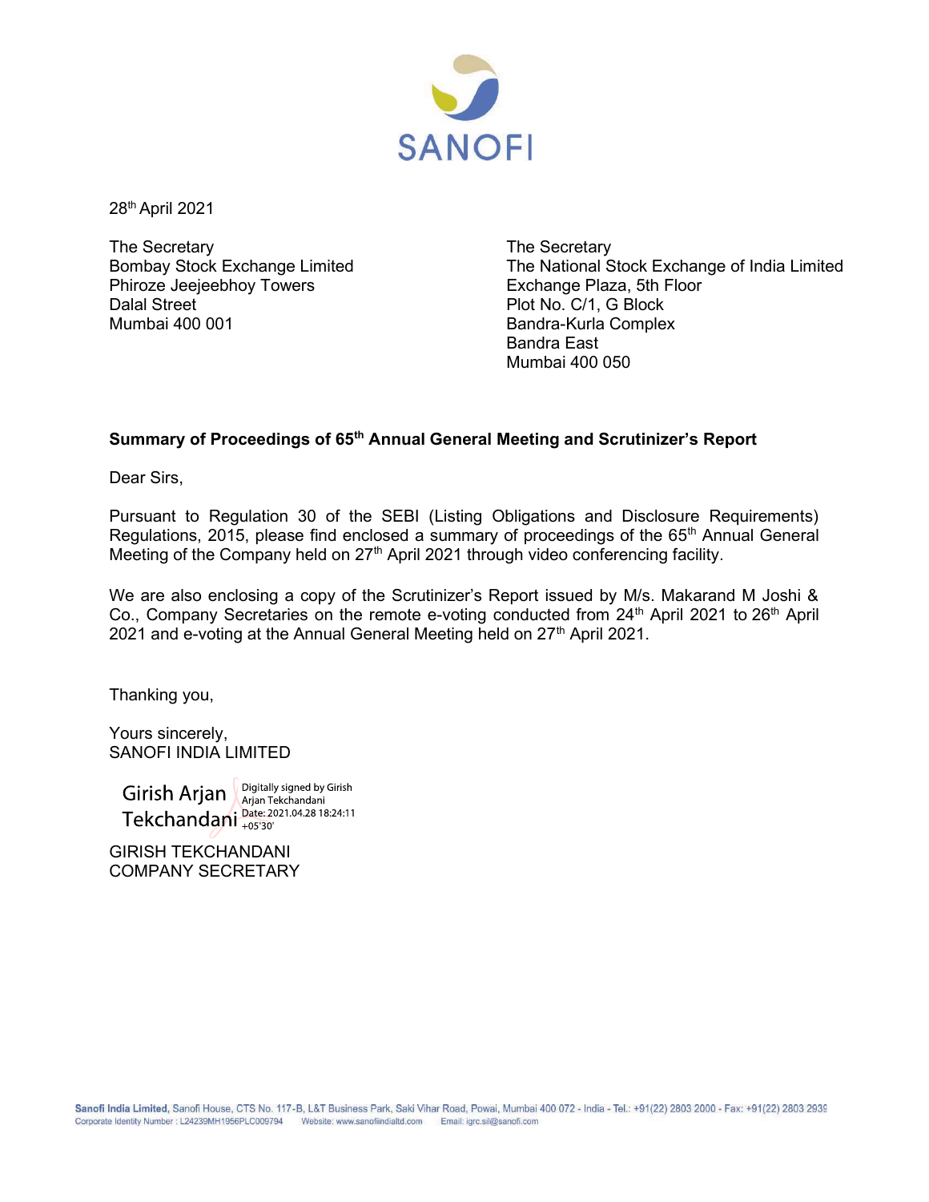SANOFI

28th April 2021

The Secretary
Bombay Stock Exchange Limited
Phiroze Jeejeebhoy Towers
Dalal Street
Mumbai 400 001

The Secretary
The National Stock Exchange of India Limited
Exchange Plaza, 5th Floor
Plot No. C/1, G Block
Bandra-Kurla Complex
Bandra East
Mumbai 400 050

**Summary of Proceedings of 65th Annual General Meeting and Scrutinizer's Report**

Dear Sirs,

Pursuant to Regulation 30 of the SEBI (Listing Obligations and Disclosure Requirements) Regulations, 2015, please find enclosed a summary of proceedings of the 65th Annual General Meeting of the Company held on 27th April 2021 through video conferencing facility.

We are also enclosing a copy of the Scrutinizer's Report issued by M/s. Makarand M Joshi & Co., Company Secretaries on the remote e-voting conducted from 24th April 2021 to 26th April 2021 and e-voting at the Annual General Meeting held on 27th April 2021.

Thanking you,

Yours sincerely,
SANOFI INDIA LIMITED

Girish Arjan Tekchandani
Digitally signed by Girish Arjan Tekchandani
Date: 2021.04.28 18:24:11 +05'30'

GIRISH TEKCHANDANI
COMPANY SECRETARY

**Sanofi India Limited**, Sanofi House, CTS No. 117-B, L&T Business Park, Saki Vihar Road, Powai, Mumbai 400 072 - India - Tel.: +91(22) 2803 2000 - Fax: +91(22) 2803 2939
Corporate Identity Number : L24239MH1956PLC009794 Website: www.sanofiindialtd.com Email: igrc.sil@sanofi.com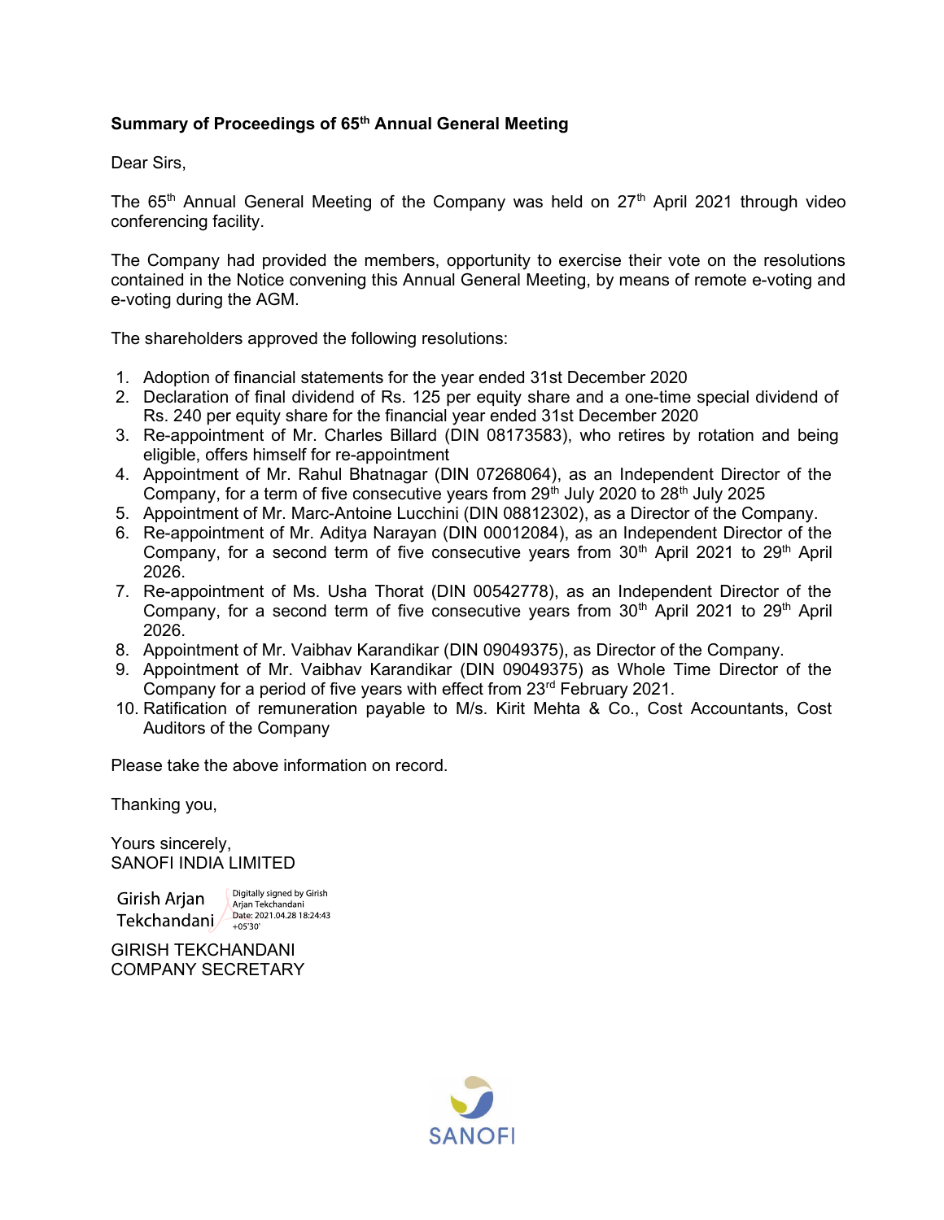**Summary of Proceedings of 65th Annual General Meeting**

Dear Sirs,

The 65th Annual General Meeting of the Company was held on 27th April 2021 through video conferencing facility.

The Company had provided the members, opportunity to exercise their vote on the resolutions contained in the Notice convening this Annual General Meeting, by means of remote e-voting and e-voting during the AGM.

The shareholders approved the following resolutions:

1. Adoption of financial statements for the year ended 31st December 2020
2. Declaration of final dividend of Rs. 125 per equity share and a one-time special dividend of Rs. 240 per equity share for the financial year ended 31st December 2020
3. Re-appointment of Mr. Charles Billard (DIN 08173583), who retires by rotation and being eligible, offers himself for re-appointment
4. Appointment of Mr. Rahul Bhatnagar (DIN 07268064), as an Independent Director of the Company, for a term of five consecutive years from 29th July 2020 to 28th July 2025
5. Appointment of Mr. Marc-Antoine Lucchini (DIN 08812302), as a Director of the Company.
6. Re-appointment of Mr. Aditya Narayan (DIN 00012084), as an Independent Director of the Company, for a second term of five consecutive years from 30th April 2021 to 29th April 2026.
7. Re-appointment of Ms. Usha Thorat (DIN 00542778), as an Independent Director of the Company, for a second term of five consecutive years from 30th April 2021 to 29th April 2026.
8. Appointment of Mr. Vaibhav Karandikar (DIN 09049375), as Director of the Company.
9. Appointment of Mr. Vaibhav Karandikar (DIN 09049375) as Whole Time Director of the Company for a period of five years with effect from 23rd February 2021.
10. Ratification of remuneration payable to M/s. Kirit Mehta & Co., Cost Accountants, Cost Auditors of the Company

Please take the above information on record.

Thanking you,

Yours sincerely,
SANOFI INDIA LIMITED

Girish Arjan Tekchandani
Digitally signed by Girish Arjan Tekchandani
Date: 2021.04.28 18:24:43 +05'30'

GIRISH TEKCHANDANI
COMPANY SECRETARY

SANOFI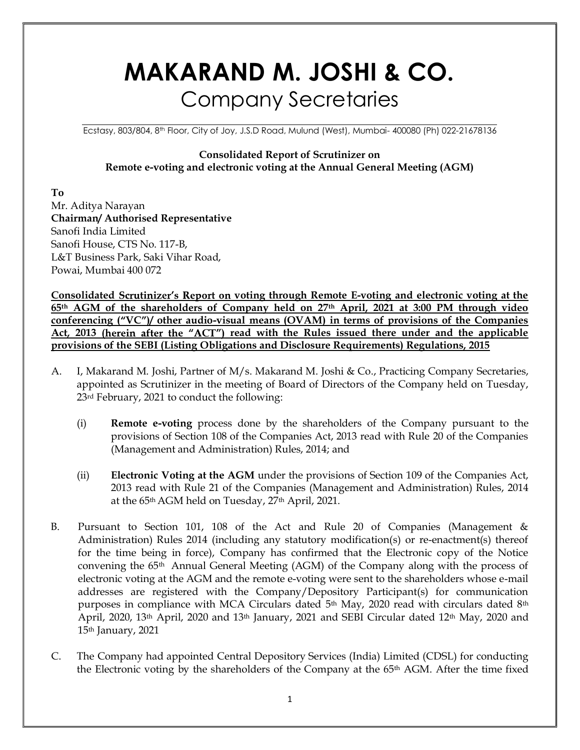# MAKARAND M. JOSHI & CO.

## Company Secretaries

Ecstasy, 803/804, 8th Floor, City of Joy, J.S.D Road, Mulund (West), Mumbai- 400080 (Ph) 022-21678136

**Consolidated Report of Scrutinizer on Remote e-voting and electronic voting at the Annual General Meeting (AGM)**

**To**
Mr. Aditya Narayan
**Chairman/ Authorised Representative**
Sanofi India Limited
Sanofi House, CTS No. 117-B,
L&T Business Park, Saki Vihar Road,
Powai, Mumbai 400 072

**Consolidated Scrutinizer's Report on voting through Remote E-voting and electronic voting at the 65th AGM of the shareholders of Company held on 27th April, 2021 at 3:00 PM through video conferencing ("VC")/ other audio-visual means (OVAM) in terms of provisions of the Companies Act, 2013 (herein after the "ACT") read with the Rules issued there under and the applicable provisions of the SEBI (Listing Obligations and Disclosure Requirements) Regulations, 2015**

A. I, Makarand M. Joshi, Partner of M/s. Makarand M. Joshi & Co., Practicing Company Secretaries, appointed as Scrutinizer in the meeting of Board of Directors of the Company held on Tuesday, 23rd February, 2021 to conduct the following:

   (i) **Remote e-voting** process done by the shareholders of the Company pursuant to the provisions of Section 108 of the Companies Act, 2013 read with Rule 20 of the Companies (Management and Administration) Rules, 2014; and

   (ii) **Electronic Voting at the AGM** under the provisions of Section 109 of the Companies Act, 2013 read with Rule 21 of the Companies (Management and Administration) Rules, 2014 at the 65th AGM held on Tuesday, 27th April, 2021.

B. Pursuant to Section 101, 108 of the Act and Rule 20 of Companies (Management & Administration) Rules 2014 (including any statutory modification(s) or re-enactment(s) thereof for the time being in force), Company has confirmed that the Electronic copy of the Notice convening the 65th Annual General Meeting (AGM) of the Company along with the process of electronic voting at the AGM and the remote e-voting were sent to the shareholders whose e-mail addresses are registered with the Company/Depository Participant(s) for communication purposes in compliance with MCA Circulars dated 5th May, 2020 read with circulars dated 8th April, 2020, 13th April, 2020 and 13th January, 2021 and SEBI Circular dated 12th May, 2020 and 15th January, 2021

C. The Company had appointed Central Depository Services (India) Limited (CDSL) for conducting the Electronic voting by the shareholders of the Company at the 65th AGM. After the time fixed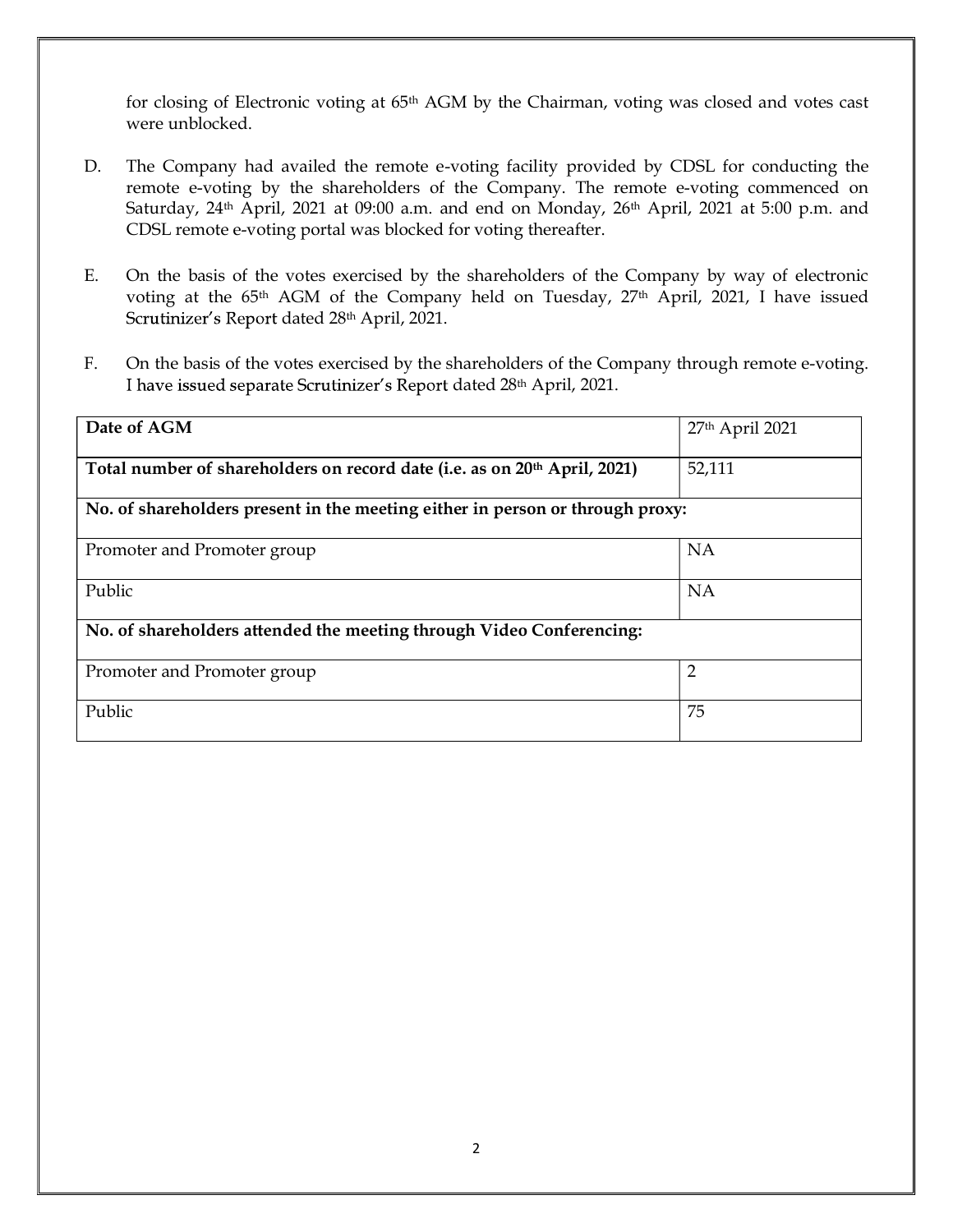for closing of Electronic voting at 65th AGM by the Chairman, voting was closed and votes cast were unblocked.

D. The Company had availed the remote e-voting facility provided by CDSL for conducting the remote e-voting by the shareholders of the Company. The remote e-voting commenced on Saturday, 24th April, 2021 at 09:00 a.m. and end on Monday, 26th April, 2021 at 5:00 p.m. and CDSL remote e-voting portal was blocked for voting thereafter.

E. On the basis of the votes exercised by the shareholders of the Company by way of electronic voting at the 65th AGM of the Company held on Tuesday, 27th April, 2021, I have issued Scrutinizer's Report dated 28th April, 2021.

F. On the basis of the votes exercised by the shareholders of the Company through remote e-voting. I have issued separate Scrutinizer's Report dated 28th April, 2021.

| **Date of AGM** | 27th April 2021 |
|---|---|
| **Total number of shareholders on record date (i.e. as on 20th April, 2021)** | 52,111 |
| **No. of shareholders present in the meeting either in person or through proxy:** | |
| Promoter and Promoter group | NA |
| Public | NA |
| **No. of shareholders attended the meeting through Video Conferencing:** | |
| Promoter and Promoter group | 2 |
| Public | 75 |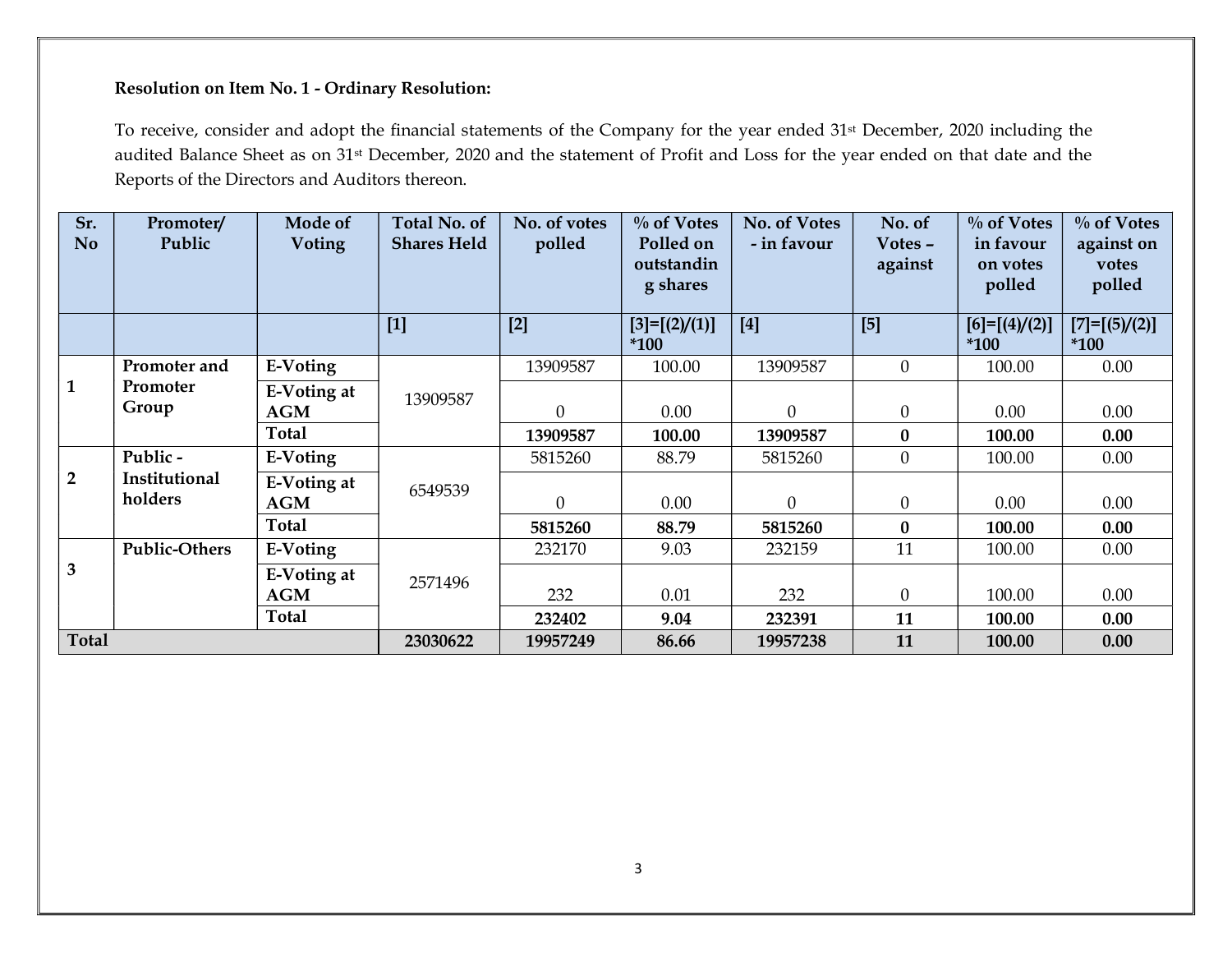**Resolution on Item No. 1 - Ordinary Resolution:**

To receive, consider and adopt the financial statements of the Company for the year ended 31st December, 2020 including the audited Balance Sheet as on 31st December, 2020 and the statement of Profit and Loss for the year ended on that date and the Reports of the Directors and Auditors thereon.

| Sr. No | Promoter/ Public | Mode of Voting | Total No. of Shares Held | No. of votes polled | % of Votes Polled on outstanding shares | No. of Votes - in favour | No. of Votes – against | % of Votes in favour on votes polled | % of Votes against on votes polled |
|---|---|---|---|---|---|---|---|---|---|
| | | | [1] | [2] | [3]=[(2)/(1)] *100 | [4] | [5] | [6]=[(4)/(2)] *100 | [7]=[(5)/(2)] *100 |
| 1 | **Promoter and Promoter Group** | **E-Voting** | 13909587 | 13909587 | 100.00 | 13909587 | 0 | 100.00 | 0.00 |
| | | **E-Voting at AGM** | | 0 | 0.00 | 0 | 0 | 0.00 | 0.00 |
| | | **Total** | | **13909587** | **100.00** | **13909587** | **0** | **100.00** | **0.00** |
| 2 | **Public - Institutional holders** | **E-Voting** | 6549539 | 5815260 | 88.79 | 5815260 | 0 | 100.00 | 0.00 |
| | | **E-Voting at AGM** | | 0 | 0.00 | 0 | 0 | 0.00 | 0.00 |
| | | **Total** | | **5815260** | **88.79** | **5815260** | **0** | **100.00** | **0.00** |
| 3 | **Public-Others** | **E-Voting** | 2571496 | 232170 | 9.03 | 232159 | 11 | 100.00 | 0.00 |
| | | **E-Voting at AGM** | | 232 | 0.01 | 232 | 0 | 100.00 | 0.00 |
| | | **Total** | | **232402** | **9.04** | **232391** | **11** | **100.00** | **0.00** |
| **Total** | | | **23030622** | **19957249** | **86.66** | **19957238** | **11** | **100.00** | **0.00** |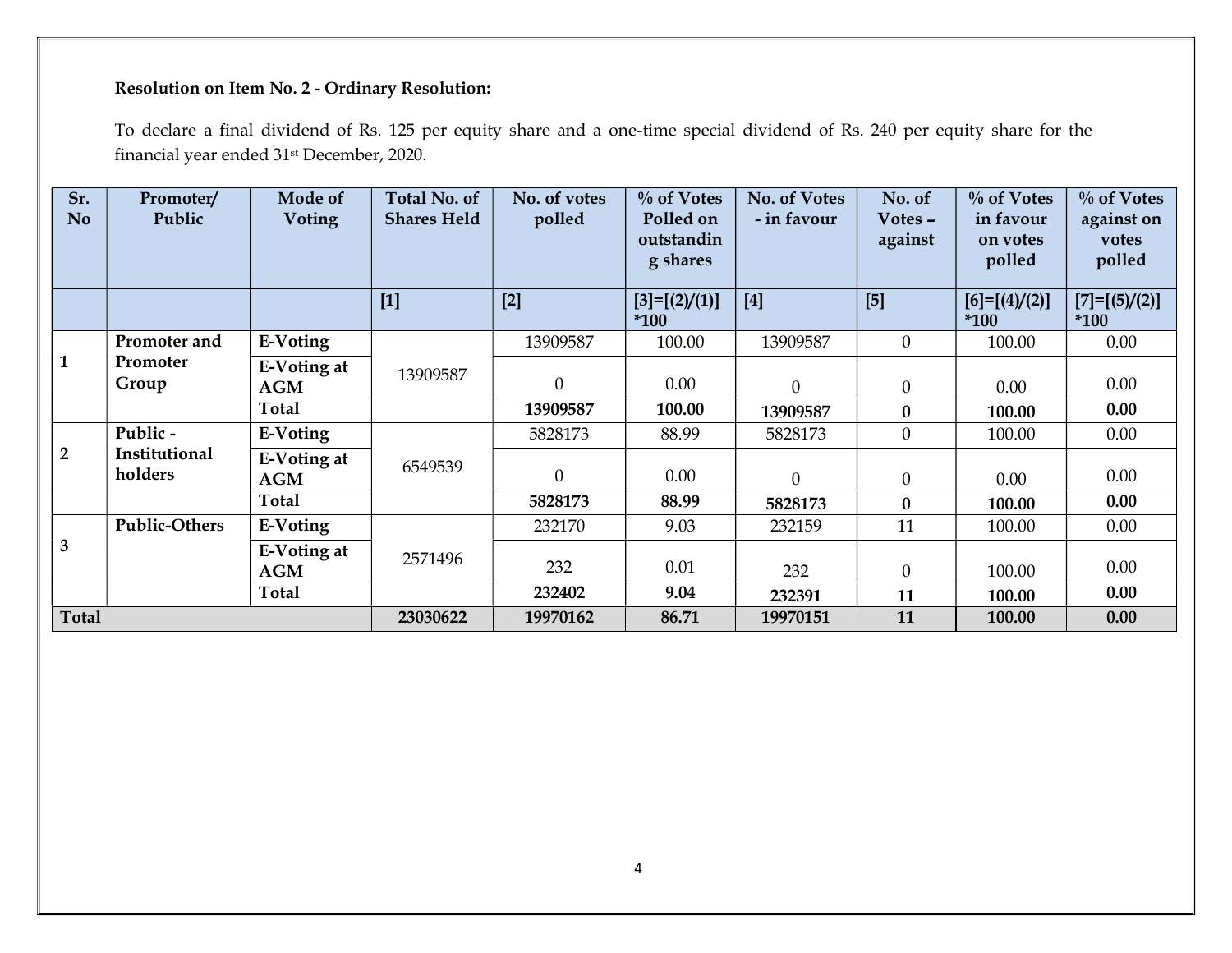**Resolution on Item No. 2 - Ordinary Resolution:**

To declare a final dividend of Rs. 125 per equity share and a one-time special dividend of Rs. 240 per equity share for the financial year ended 31st December, 2020.

| Sr. No | Promoter/ Public | Mode of Voting | Total No. of Shares Held | No. of votes polled | % of Votes Polled on outstanding shares | No. of Votes - in favour | No. of Votes – against | % of Votes in favour on votes polled | % of Votes against on votes polled |
|---|---|---|---|---|---|---|---|---|---|
| | | | [1] | [2] | [3]=[(2)/(1)] *100 | [4] | [5] | [6]=[(4)/(2)] *100 | [7]=[(5)/(2)] *100 |
| 1 | Promoter and Promoter Group | E-Voting | 13909587 | 13909587 | 100.00 | 13909587 | 0 | 100.00 | 0.00 |
| | | E-Voting at AGM | | 0 | 0.00 | 0 | 0 | 0.00 | 0.00 |
| | | **Total** | | **13909587** | **100.00** | **13909587** | **0** | **100.00** | **0.00** |
| 2 | Public - Institutional holders | E-Voting | 6549539 | 5828173 | 88.99 | 5828173 | 0 | 100.00 | 0.00 |
| | | E-Voting at AGM | | 0 | 0.00 | 0 | 0 | 0.00 | 0.00 |
| | | **Total** | | **5828173** | **88.99** | **5828173** | **0** | **100.00** | **0.00** |
| 3 | Public-Others | E-Voting | 2571496 | 232170 | 9.03 | 232159 | 11 | 100.00 | 0.00 |
| | | E-Voting at AGM | | 232 | 0.01 | 232 | 0 | 100.00 | 0.00 |
| | | **Total** | | **232402** | **9.04** | **232391** | **11** | **100.00** | **0.00** |
| **Total** | | | **23030622** | **19970162** | **86.71** | **19970151** | **11** | **100.00** | **0.00** |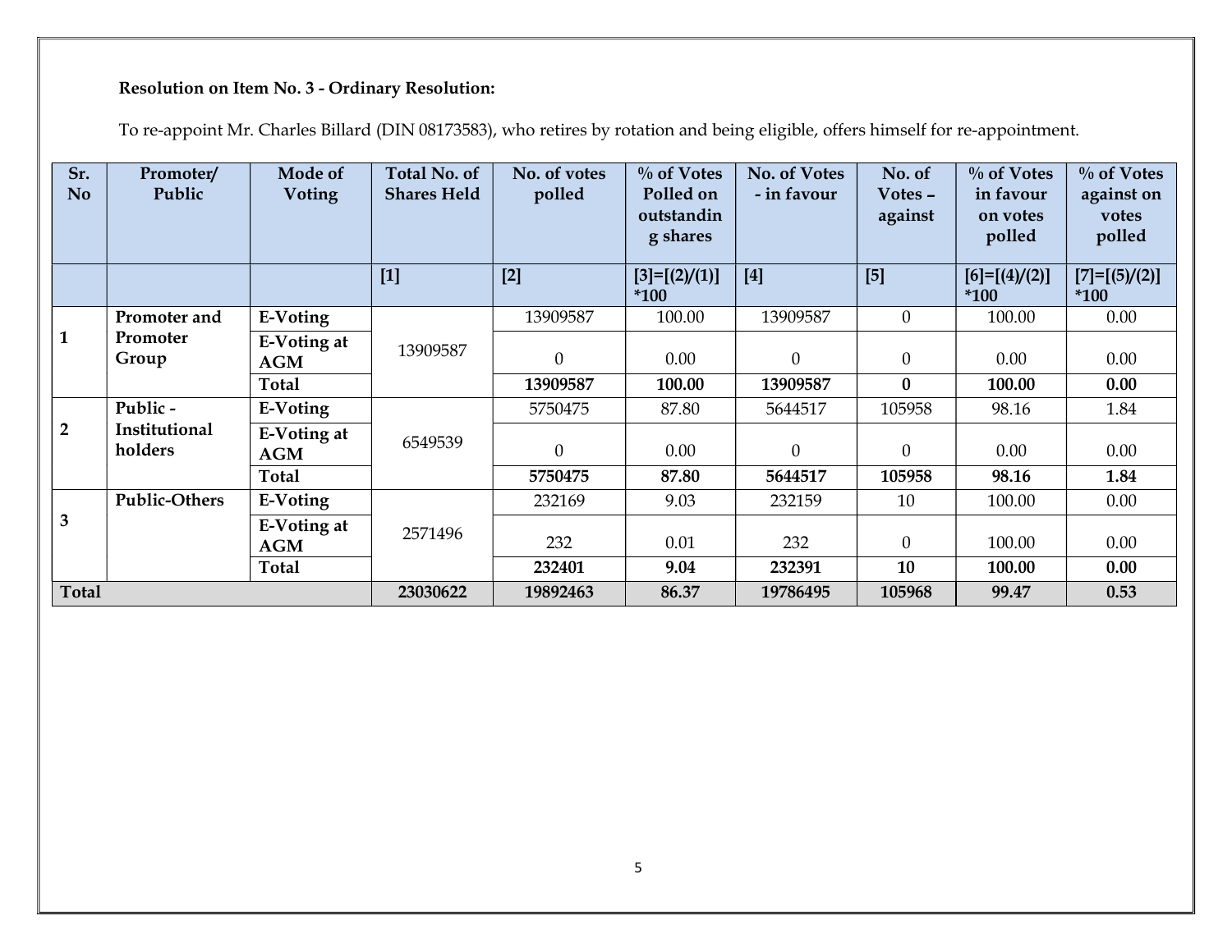**Resolution on Item No. 3 - Ordinary Resolution:**

To re-appoint Mr. Charles Billard (DIN 08173583), who retires by rotation and being eligible, offers himself for re-appointment.

| Sr. No | Promoter/ Public | Mode of Voting | Total No. of Shares Held | No. of votes polled | % of Votes Polled on outstanding shares | No. of Votes - in favour | No. of Votes – against | % of Votes in favour on votes polled | % of Votes against on votes polled |
|---|---|---|---|---|---|---|---|---|---|
| | | | [1] | [2] | [3]=[(2)/(1)] *100 | [4] | [5] | [6]=[(4)/(2)] *100 | [7]=[(5)/(2)] *100 |
| 1 | Promoter and Promoter Group | E-Voting | 13909587 | 13909587 | 100.00 | 13909587 | 0 | 100.00 | 0.00 |
| | | E-Voting at AGM | | 0 | 0.00 | 0 | 0 | 0.00 | 0.00 |
| | | **Total** | | **13909587** | **100.00** | **13909587** | **0** | **100.00** | **0.00** |
| 2 | Public - Institutional holders | E-Voting | 6549539 | 5750475 | 87.80 | 5644517 | 105958 | 98.16 | 1.84 |
| | | E-Voting at AGM | | 0 | 0.00 | 0 | 0 | 0.00 | 0.00 |
| | | **Total** | | **5750475** | **87.80** | **5644517** | **105958** | **98.16** | **1.84** |
| 3 | Public-Others | E-Voting | 2571496 | 232169 | 9.03 | 232159 | 10 | 100.00 | 0.00 |
| | | E-Voting at AGM | | 232 | 0.01 | 232 | 0 | 100.00 | 0.00 |
| | | **Total** | | **232401** | **9.04** | **232391** | **10** | **100.00** | **0.00** |
| **Total** | | | **23030622** | **19892463** | **86.37** | **19786495** | **105968** | **99.47** | **0.53** |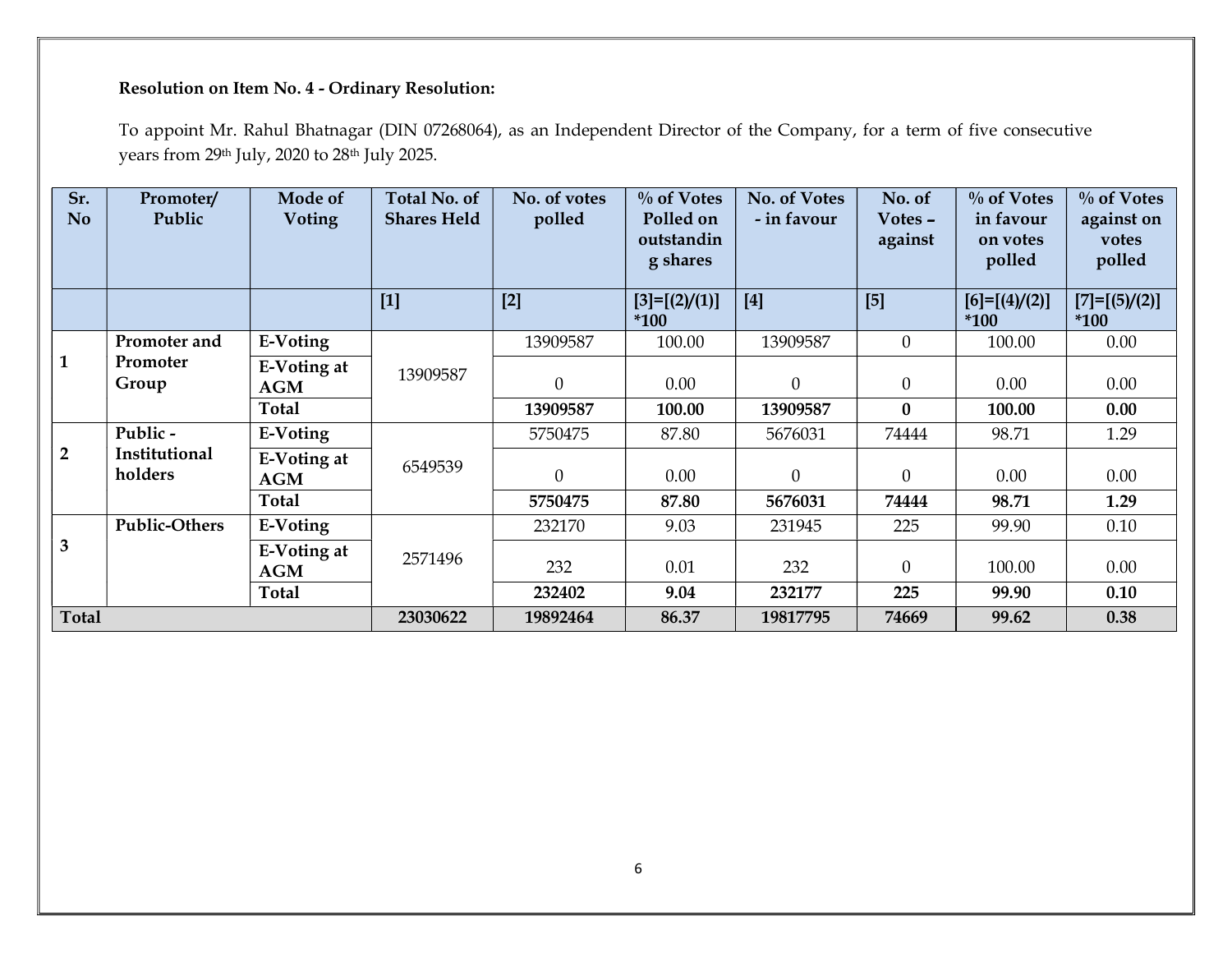**Resolution on Item No. 4 - Ordinary Resolution:**

To appoint Mr. Rahul Bhatnagar (DIN 07268064), as an Independent Director of the Company, for a term of five consecutive years from 29th July, 2020 to 28th July 2025.

| Sr. No | Promoter/ Public | Mode of Voting | Total No. of Shares Held | No. of votes polled | % of Votes Polled on outstanding shares | No. of Votes - in favour | No. of Votes – against | % of Votes in favour on votes polled | % of Votes against on votes polled |
|---|---|---|---|---|---|---|---|---|---|
| | | | [1] | [2] | [3]=[(2)/(1)] *100 | [4] | [5] | [6]=[(4)/(2)] *100 | [7]=[(5)/(2)] *100 |
| 1 | **Promoter and Promoter Group** | **E-Voting** | 13909587 | 13909587 | 100.00 | 13909587 | 0 | 100.00 | 0.00 |
| | | **E-Voting at AGM** | | 0 | 0.00 | 0 | 0 | 0.00 | 0.00 |
| | | **Total** | | **13909587** | **100.00** | **13909587** | **0** | **100.00** | **0.00** |
| 2 | **Public - Institutional holders** | **E-Voting** | 6549539 | 5750475 | 87.80 | 5676031 | 74444 | 98.71 | 1.29 |
| | | **E-Voting at AGM** | | 0 | 0.00 | 0 | 0 | 0.00 | 0.00 |
| | | **Total** | | **5750475** | **87.80** | **5676031** | **74444** | **98.71** | **1.29** |
| 3 | **Public-Others** | **E-Voting** | 2571496 | 232170 | 9.03 | 231945 | 225 | 99.90 | 0.10 |
| | | **E-Voting at AGM** | | 232 | 0.01 | 232 | 0 | 100.00 | 0.00 |
| | | **Total** | | **232402** | **9.04** | **232177** | **225** | **99.90** | **0.10** |
| **Total** | | | **23030622** | **19892464** | **86.37** | **19817795** | **74669** | **99.62** | **0.38** |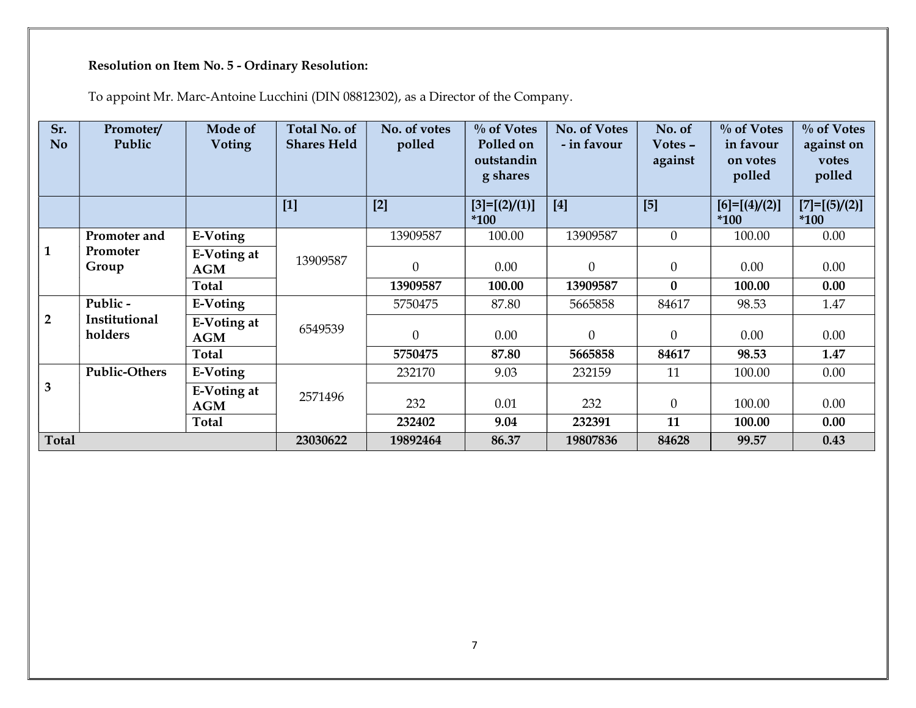**Resolution on Item No. 5 - Ordinary Resolution:**

To appoint Mr. Marc-Antoine Lucchini (DIN 08812302), as a Director of the Company.

| Sr. No | Promoter/ Public | Mode of Voting | Total No. of Shares Held | No. of votes polled | % of Votes Polled on outstanding shares | No. of Votes - in favour | No. of Votes – against | % of Votes in favour on votes polled | % of Votes against on votes polled |
|---|---|---|---|---|---|---|---|---|---|
| | | | [1] | [2] | [3]=[(2)/(1)] *100 | [4] | [5] | [6]=[(4)/(2)] *100 | [7]=[(5)/(2)] *100 |
| 1 | Promoter and Promoter Group | E-Voting | 13909587 | 13909587 | 100.00 | 13909587 | 0 | 100.00 | 0.00 |
| | | E-Voting at AGM | | 0 | 0.00 | 0 | 0 | 0.00 | 0.00 |
| | | **Total** | | **13909587** | **100.00** | **13909587** | **0** | **100.00** | **0.00** |
| 2 | Public - Institutional holders | E-Voting | 6549539 | 5750475 | 87.80 | 5665858 | 84617 | 98.53 | 1.47 |
| | | E-Voting at AGM | | 0 | 0.00 | 0 | 0 | 0.00 | 0.00 |
| | | **Total** | | **5750475** | **87.80** | **5665858** | **84617** | **98.53** | **1.47** |
| 3 | Public-Others | E-Voting | 2571496 | 232170 | 9.03 | 232159 | 11 | 100.00 | 0.00 |
| | | E-Voting at AGM | | 232 | 0.01 | 232 | 0 | 100.00 | 0.00 |
| | | **Total** | | **232402** | **9.04** | **232391** | **11** | **100.00** | **0.00** |
| **Total** | | | **23030622** | **19892464** | **86.37** | **19807836** | **84628** | **99.57** | **0.43** |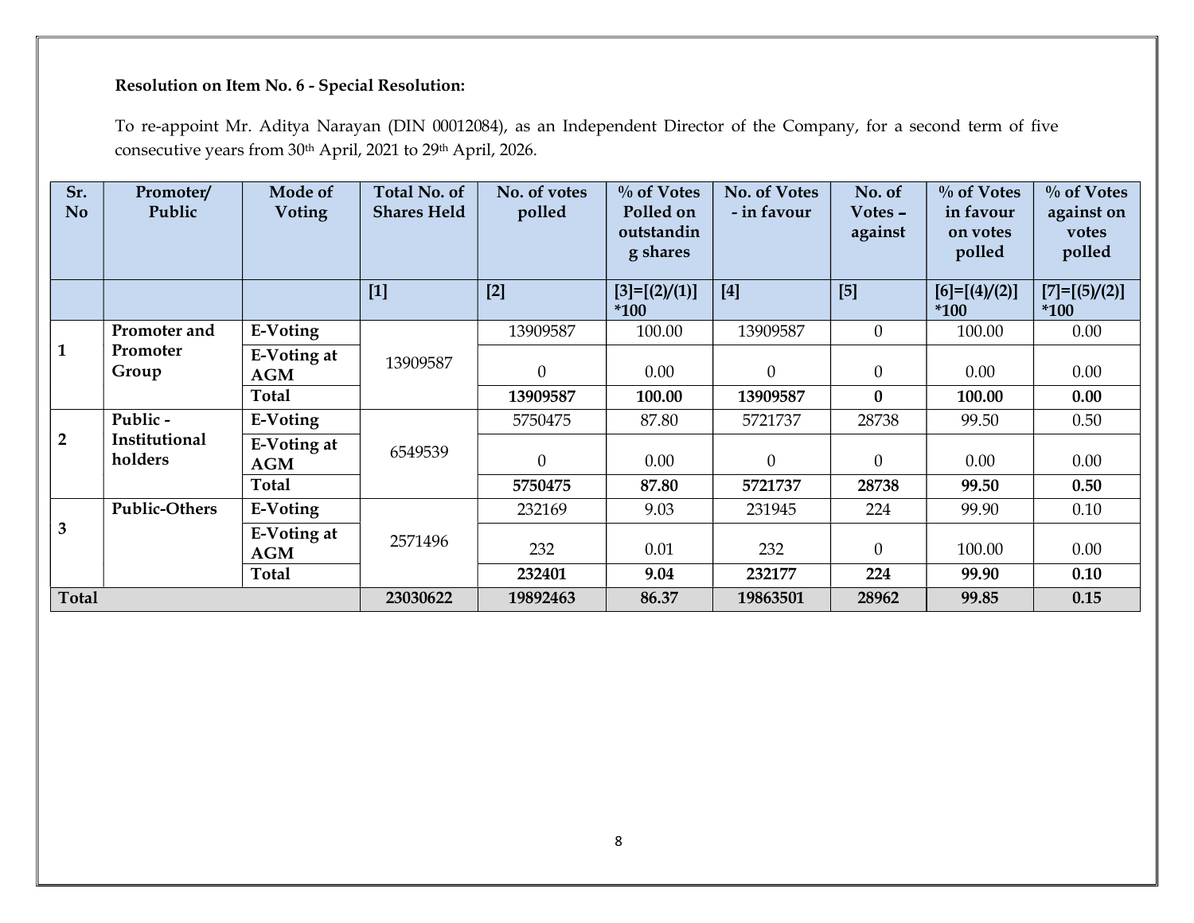**Resolution on Item No. 6 - Special Resolution:**

To re-appoint Mr. Aditya Narayan (DIN 00012084), as an Independent Director of the Company, for a second term of five consecutive years from 30th April, 2021 to 29th April, 2026.

| Sr. No | Promoter/ Public | Mode of Voting | Total No. of Shares Held | No. of votes polled | % of Votes Polled on outstanding shares | No. of Votes - in favour | No. of Votes – against | % of Votes in favour on votes polled | % of Votes against on votes polled |
|---|---|---|---|---|---|---|---|---|---|
| | | | [1] | [2] | [3]=[(2)/(1)] *100 | [4] | [5] | [6]=[(4)/(2)] *100 | [7]=[(5)/(2)] *100 |
| 1 | **Promoter and Promoter Group** | **E-Voting** | 13909587 | 13909587 | 100.00 | 13909587 | 0 | 100.00 | 0.00 |
| | | **E-Voting at AGM** | | 0 | 0.00 | 0 | 0 | 0.00 | 0.00 |
| | | **Total** | | **13909587** | **100.00** | **13909587** | **0** | **100.00** | **0.00** |
| 2 | **Public - Institutional holders** | **E-Voting** | 6549539 | 5750475 | 87.80 | 5721737 | 28738 | 99.50 | 0.50 |
| | | **E-Voting at AGM** | | 0 | 0.00 | 0 | 0 | 0.00 | 0.00 |
| | | **Total** | | **5750475** | **87.80** | **5721737** | **28738** | **99.50** | **0.50** |
| 3 | **Public-Others** | **E-Voting** | 2571496 | 232169 | 9.03 | 231945 | 224 | 99.90 | 0.10 |
| | | **E-Voting at AGM** | | 232 | 0.01 | 232 | 0 | 100.00 | 0.00 |
| | | **Total** | | **232401** | **9.04** | **232177** | **224** | **99.90** | **0.10** |
| **Total** | | | **23030622** | **19892463** | **86.37** | **19863501** | **28962** | **99.85** | **0.15** |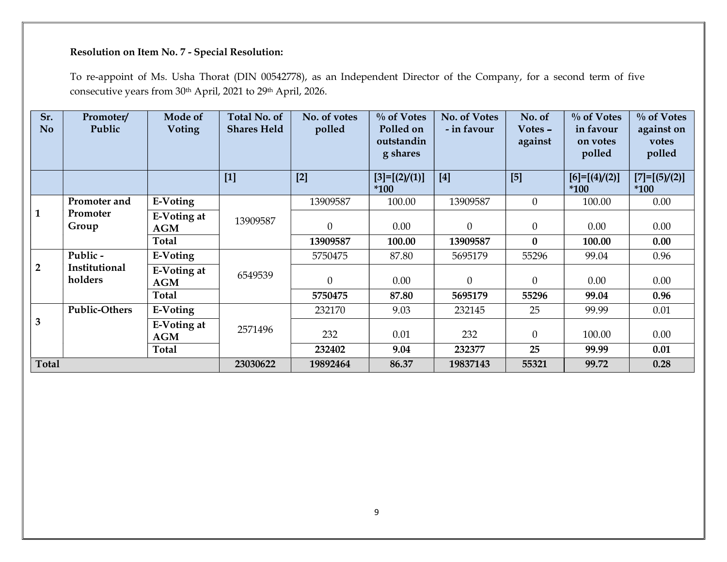**Resolution on Item No. 7 - Special Resolution:**

To re-appoint of Ms. Usha Thorat (DIN 00542778), as an Independent Director of the Company, for a second term of five consecutive years from 30th April, 2021 to 29th April, 2026.

| Sr. No | Promoter/ Public | Mode of Voting | Total No. of Shares Held | No. of votes polled | % of Votes Polled on outstanding shares | No. of Votes - in favour | No. of Votes – against | % of Votes in favour on votes polled | % of Votes against on votes polled |
|---|---|---|---|---|---|---|---|---|---|
| | | | [1] | [2] | [3]=[(2)/(1)] *100 | [4] | [5] | [6]=[(4)/(2)] *100 | [7]=[(5)/(2)] *100 |
| 1 | **Promoter and Promoter Group** | **E-Voting** | 13909587 | 13909587 | 100.00 | 13909587 | 0 | 100.00 | 0.00 |
| | | **E-Voting at AGM** | | 0 | 0.00 | 0 | 0 | 0.00 | 0.00 |
| | | **Total** | | **13909587** | **100.00** | **13909587** | **0** | **100.00** | **0.00** |
| 2 | **Public - Institutional holders** | **E-Voting** | 6549539 | 5750475 | 87.80 | 5695179 | 55296 | 99.04 | 0.96 |
| | | **E-Voting at AGM** | | 0 | 0.00 | 0 | 0 | 0.00 | 0.00 |
| | | **Total** | | **5750475** | **87.80** | **5695179** | **55296** | **99.04** | **0.96** |
| 3 | **Public-Others** | **E-Voting** | 2571496 | 232170 | 9.03 | 232145 | 25 | 99.99 | 0.01 |
| | | **E-Voting at AGM** | | 232 | 0.01 | 232 | 0 | 100.00 | 0.00 |
| | | **Total** | | **232402** | **9.04** | **232377** | **25** | **99.99** | **0.01** |
| **Total** | | | **23030622** | **19892464** | **86.37** | **19837143** | **55321** | **99.72** | **0.28** |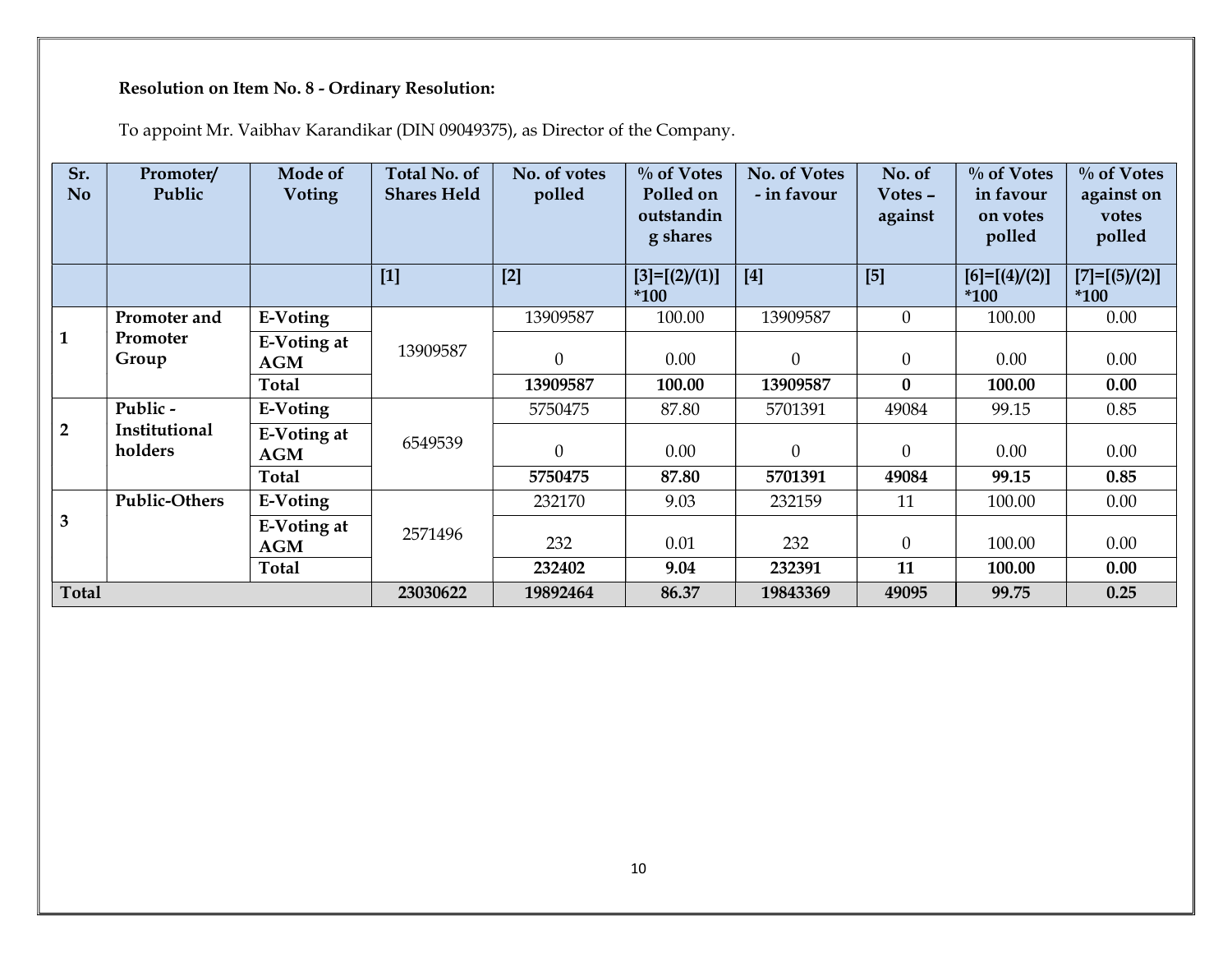**Resolution on Item No. 8 - Ordinary Resolution:**

To appoint Mr. Vaibhav Karandikar (DIN 09049375), as Director of the Company.

| Sr. No | Promoter/ Public | Mode of Voting | Total No. of Shares Held | No. of votes polled | % of Votes Polled on outstanding shares | No. of Votes - in favour | No. of Votes – against | % of Votes in favour on votes polled | % of Votes against on votes polled |
|---|---|---|---|---|---|---|---|---|---|
| | | | [1] | [2] | [3]=[(2)/(1)] *100 | [4] | [5] | [6]=[(4)/(2)] *100 | [7]=[(5)/(2)] *100 |
| 1 | **Promoter and Promoter Group** | **E-Voting** | 13909587 | 13909587 | 100.00 | 13909587 | 0 | 100.00 | 0.00 |
| | | **E-Voting at AGM** | | 0 | 0.00 | 0 | 0 | 0.00 | 0.00 |
| | | **Total** | | **13909587** | **100.00** | **13909587** | **0** | **100.00** | **0.00** |
| 2 | **Public - Institutional holders** | **E-Voting** | 6549539 | 5750475 | 87.80 | 5701391 | 49084 | 99.15 | 0.85 |
| | | **E-Voting at AGM** | | 0 | 0.00 | 0 | 0 | 0.00 | 0.00 |
| | | **Total** | | **5750475** | **87.80** | **5701391** | **49084** | **99.15** | **0.85** |
| 3 | **Public-Others** | **E-Voting** | 2571496 | 232170 | 9.03 | 232159 | 11 | 100.00 | 0.00 |
| | | **E-Voting at AGM** | | 232 | 0.01 | 232 | 0 | 100.00 | 0.00 |
| | | **Total** | | **232402** | **9.04** | **232391** | **11** | **100.00** | **0.00** |
| **Total** | | | **23030622** | **19892464** | **86.37** | **19843369** | **49095** | **99.75** | **0.25** |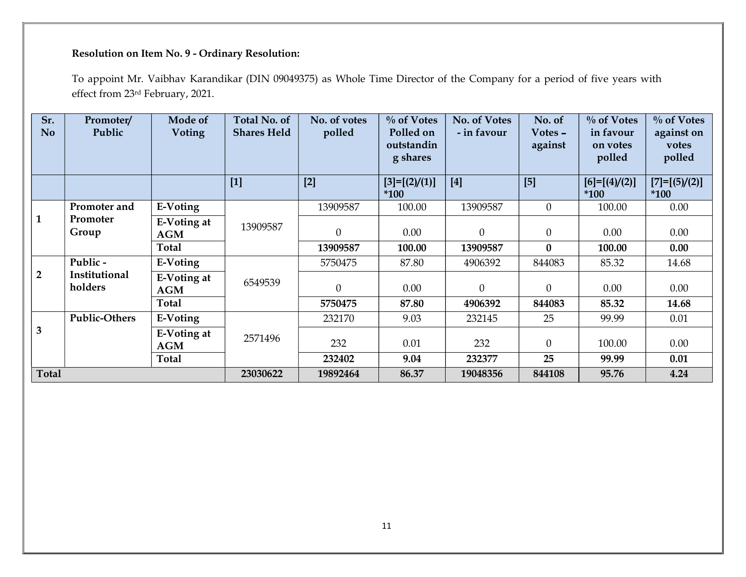**Resolution on Item No. 9 - Ordinary Resolution:**

To appoint Mr. Vaibhav Karandikar (DIN 09049375) as Whole Time Director of the Company for a period of five years with effect from 23rd February, 2021.

| Sr. No | Promoter/ Public | Mode of Voting | Total No. of Shares Held | No. of votes polled | % of Votes Polled on outstanding shares | No. of Votes - in favour | No. of Votes – against | % of Votes in favour on votes polled | % of Votes against on votes polled |
|---|---|---|---|---|---|---|---|---|---|
| | | | [1] | [2] | [3]=[(2)/(1)] *100 | [4] | [5] | [6]=[(4)/(2)] *100 | [7]=[(5)/(2)] *100 |
| 1 | **Promoter and Promoter Group** | **E-Voting** | 13909587 | 13909587 | 100.00 | 13909587 | 0 | 100.00 | 0.00 |
| | | **E-Voting at AGM** | | 0 | 0.00 | 0 | 0 | 0.00 | 0.00 |
| | | **Total** | | **13909587** | **100.00** | **13909587** | **0** | **100.00** | **0.00** |
| 2 | **Public - Institutional holders** | **E-Voting** | 6549539 | 5750475 | 87.80 | 4906392 | 844083 | 85.32 | 14.68 |
| | | **E-Voting at AGM** | | 0 | 0.00 | 0 | 0 | 0.00 | 0.00 |
| | | **Total** | | **5750475** | **87.80** | **4906392** | **844083** | **85.32** | **14.68** |
| 3 | **Public-Others** | **E-Voting** | 2571496 | 232170 | 9.03 | 232145 | 25 | 99.99 | 0.01 |
| | | **E-Voting at AGM** | | 232 | 0.01 | 232 | 0 | 100.00 | 0.00 |
| | | **Total** | | **232402** | **9.04** | **232377** | **25** | **99.99** | **0.01** |
| **Total** | | | **23030622** | **19892464** | **86.37** | **19048356** | **844108** | **95.76** | **4.24** |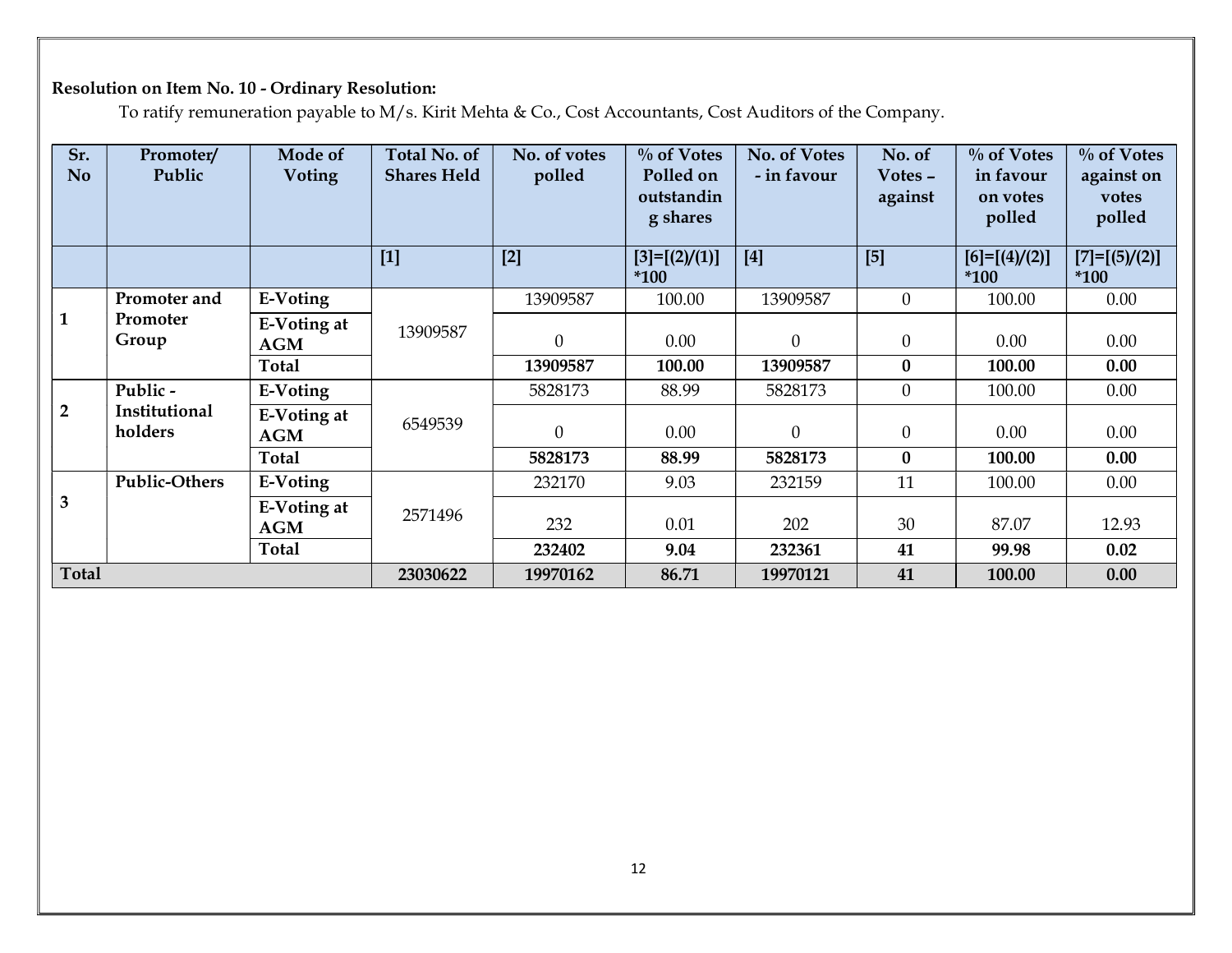**Resolution on Item No. 10 - Ordinary Resolution:**

To ratify remuneration payable to M/s. Kirit Mehta & Co., Cost Accountants, Cost Auditors of the Company.

| Sr. No | Promoter/ Public | Mode of Voting | Total No. of Shares Held | No. of votes polled | % of Votes Polled on outstanding shares | No. of Votes - in favour | No. of Votes – against | % of Votes in favour on votes polled | % of Votes against on votes polled |
|---|---|---|---|---|---|---|---|---|---|
| | | | [1] | [2] | [3]=[(2)/(1)] *100 | [4] | [5] | [6]=[(4)/(2)] *100 | [7]=[(5)/(2)] *100 |
| 1 | Promoter and Promoter Group | E-Voting | 13909587 | 13909587 | 100.00 | 13909587 | 0 | 100.00 | 0.00 |
| | | E-Voting at AGM | | 0 | 0.00 | 0 | 0 | 0.00 | 0.00 |
| | | **Total** | | **13909587** | **100.00** | **13909587** | **0** | **100.00** | **0.00** |
| 2 | Public - Institutional holders | E-Voting | 6549539 | 5828173 | 88.99 | 5828173 | 0 | 100.00 | 0.00 |
| | | E-Voting at AGM | | 0 | 0.00 | 0 | 0 | 0.00 | 0.00 |
| | | **Total** | | **5828173** | **88.99** | **5828173** | **0** | **100.00** | **0.00** |
| 3 | Public-Others | E-Voting | 2571496 | 232170 | 9.03 | 232159 | 11 | 100.00 | 0.00 |
| | | E-Voting at AGM | | 232 | 0.01 | 202 | 30 | 87.07 | 12.93 |
| | | **Total** | | **232402** | **9.04** | **232361** | **41** | **99.98** | **0.02** |
| **Total** | | | **23030622** | **19970162** | **86.71** | **19970121** | **41** | **100.00** | **0.00** |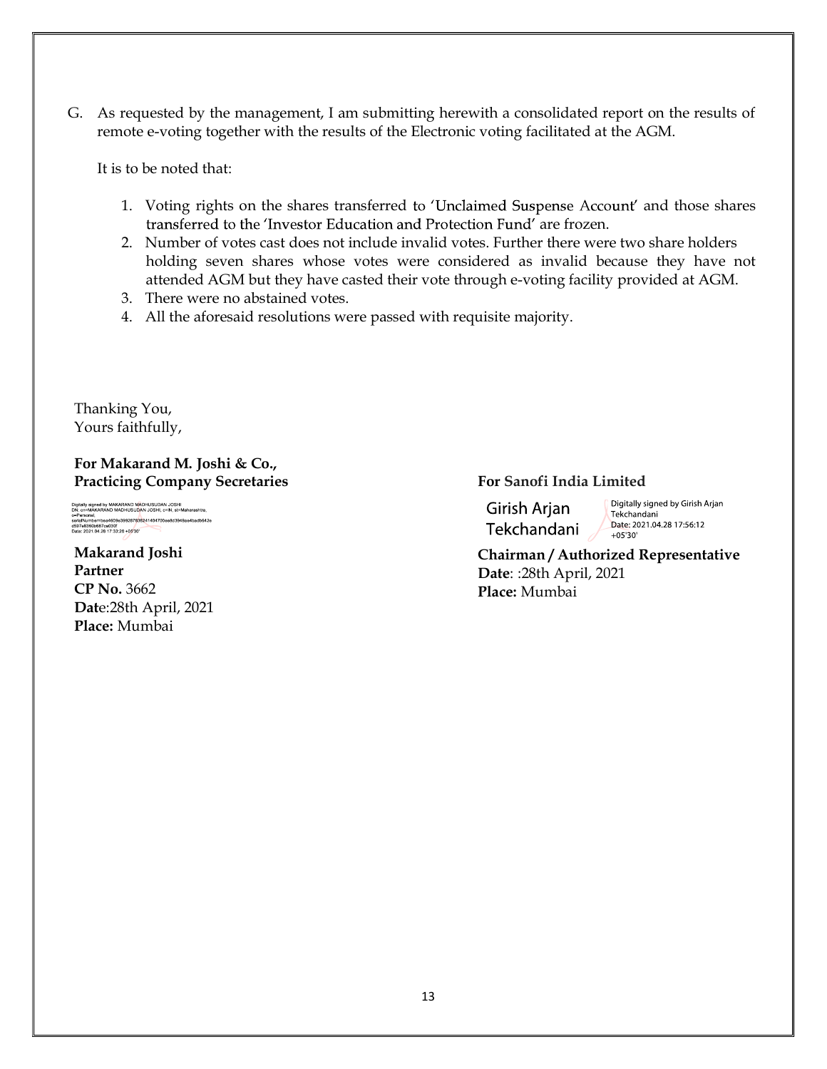G. As requested by the management, I am submitting herewith a consolidated report on the results of remote e-voting together with the results of the Electronic voting facilitated at the AGM.

It is to be noted that:

1. Voting rights on the shares transferred to 'Unclaimed Suspense Account' and those shares transferred to the 'Investor Education and Protection Fund' are frozen.
2. Number of votes cast does not include invalid votes. Further there were two share holders holding seven shares whose votes were considered as invalid because they have not attended AGM but they have casted their vote through e-voting facility provided at AGM.
3. There were no abstained votes.
4. All the aforesaid resolutions were passed with requisite majority.

Thanking You,
Yours faithfully,

**For Makarand M. Joshi & Co.,**
**Practicing Company Secretaries**

Digitally signed by MAKARAND MADHUSUDAN JOSHI
DN: cn=MAKARAND MADHUSUDAN JOSHI, c=IN, st=Maharashtra, o=Personal, serialNumber=bea4609e3992676362414047​00ae8d3949ba4badb642ed597e8360b687ca030f
Date: 2021.04.28 17:33:20 +05'30'

**Makarand Joshi**
**Partner**
**CP No.** 3662
**Dat**e:28th April, 2021
**Place:** Mumbai

**For Sanofi India Limited**

Girish Arjan Tekchandani

Digitally signed by Girish Arjan Tekchandani
Date: 2021.04.28 17:56:12 +05'30'

**Chairman / Authorized Representative**
**Date**: :28th April, 2021
**Place:** Mumbai